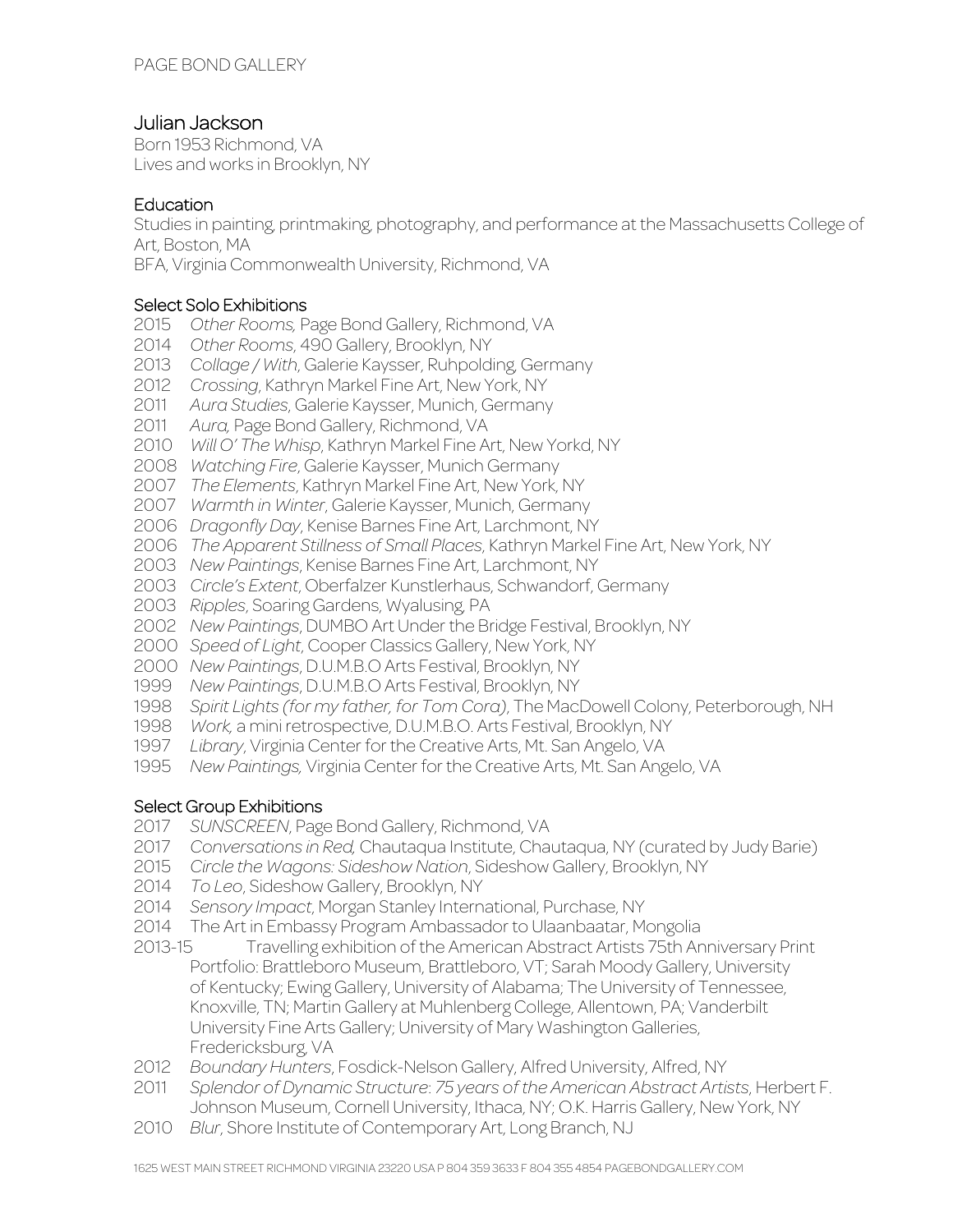PAGE BOND GALLERY

# Julian Jackson

Born 1953 Richmond, VA
Lives and works in Brooklyn, NY

## Education

Studies in painting, printmaking, photography, and performance at the Massachusetts College of Art, Boston, MA
BFA, Virginia Commonwealth University, Richmond, VA

## Select Solo Exhibitions

2015 *Other Rooms,* Page Bond Gallery, Richmond, VA
2014 *Other Rooms*, 490 Gallery, Brooklyn, NY
2013 *Collage / With*, Galerie Kaysser, Ruhpolding, Germany
2012 *Crossing*, Kathryn Markel Fine Art, New York, NY
2011 *Aura Studies*, Galerie Kaysser, Munich, Germany
2011 *Aura,* Page Bond Gallery, Richmond, VA
2010 *Will O' The Whisp*, Kathryn Markel Fine Art, New Yorkd, NY
2008 *Watching Fire*, Galerie Kaysser, Munich Germany
2007 *The Elements*, Kathryn Markel Fine Art, New York, NY
2007 *Warmth in Winter*, Galerie Kaysser, Munich, Germany
2006 *Dragonfly Day*, Kenise Barnes Fine Art, Larchmont, NY
2006 *The Apparent Stillness of Small Places*, Kathryn Markel Fine Art, New York, NY
2003 *New Paintings*, Kenise Barnes Fine Art, Larchmont, NY
2003 *Circle's Extent*, Oberfalzer Kunstlerhaus, Schwandorf, Germany
2003 *Ripples*, Soaring Gardens, Wyalusing, PA
2002 *New Paintings*, DUMBO Art Under the Bridge Festival, Brooklyn, NY
2000 *Speed of Light*, Cooper Classics Gallery, New York, NY
2000 *New Paintings*, D.U.M.B.O Arts Festival, Brooklyn, NY
1999 *New Paintings*, D.U.M.B.O Arts Festival, Brooklyn, NY
1998 *Spirit Lights (for my father, for Tom Cora)*, The MacDowell Colony, Peterborough, NH
1998 *Work,* a mini retrospective, D.U.M.B.O. Arts Festival, Brooklyn, NY
1997 *Library*, Virginia Center for the Creative Arts, Mt. San Angelo, VA
1995 *New Paintings,* Virginia Center for the Creative Arts, Mt. San Angelo, VA

## Select Group Exhibitions

2017 *SUNSCREEN*, Page Bond Gallery, Richmond, VA
2017 *Conversations in Red,* Chautaqua Institute, Chautaqua, NY (curated by Judy Barie)
2015 *Circle the Wagons: Sideshow Nation*, Sideshow Gallery, Brooklyn, NY
2014 *To Leo*, Sideshow Gallery, Brooklyn, NY
2014 *Sensory Impact*, Morgan Stanley International, Purchase, NY
2014 The Art in Embassy Program Ambassador to Ulaanbaatar, Mongolia
2013-15 Travelling exhibition of the American Abstract Artists 75th Anniversary Print Portfolio: Brattleboro Museum, Brattleboro, VT; Sarah Moody Gallery, University of Kentucky; Ewing Gallery, University of Alabama; The University of Tennessee, Knoxville, TN; Martin Gallery at Muhlenberg College, Allentown, PA; Vanderbilt University Fine Arts Gallery; University of Mary Washington Galleries, Fredericksburg, VA
2012 *Boundary Hunters*, Fosdick-Nelson Gallery, Alfred University, Alfred, NY
2011 *Splendor of Dynamic Structure*: *75 years of the American Abstract Artists*, Herbert F. Johnson Museum, Cornell University, Ithaca, NY; O.K. Harris Gallery, New York, NY
2010 *Blur*, Shore Institute of Contemporary Art, Long Branch, NJ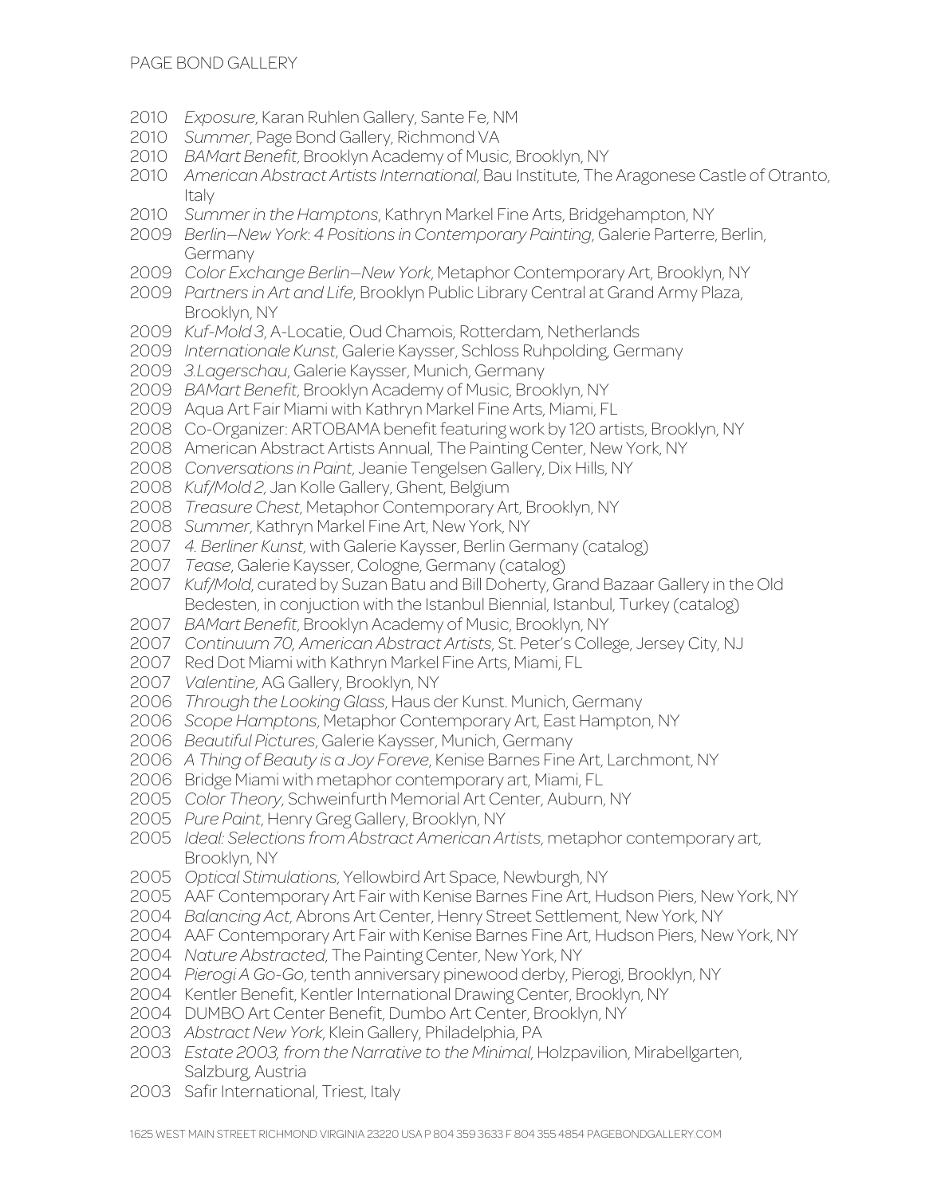2010 *Exposure*, Karan Ruhlen Gallery, Sante Fe, NM
2010 *Summer*, Page Bond Gallery, Richmond VA
2010 *BAMart Benefit*, Brooklyn Academy of Music, Brooklyn, NY
2010 *American Abstract Artists International*, Bau Institute, The Aragonese Castle of Otranto, Italy
2010 *Summer in the Hamptons*, Kathryn Markel Fine Arts, Bridgehampton, NY
2009 *Berlin—New York: 4 Positions in Contemporary Painting*, Galerie Parterre, Berlin, Germany
2009 *Color Exchange Berlin—New York*, Metaphor Contemporary Art, Brooklyn, NY
2009 *Partners in Art and Life*, Brooklyn Public Library Central at Grand Army Plaza, Brooklyn, NY
2009 *Kuf-Mold 3*, A-Locatie, Oud Chamois, Rotterdam, Netherlands
2009 *Internationale Kunst*, Galerie Kaysser, Schloss Ruhpolding, Germany
2009 *3.Lagerschau*, Galerie Kaysser, Munich, Germany
2009 *BAMart Benefit*, Brooklyn Academy of Music, Brooklyn, NY
2009 Aqua Art Fair Miami with Kathryn Markel Fine Arts, Miami, FL
2008 Co-Organizer: ARTOBAMA benefit featuring work by 120 artists, Brooklyn, NY
2008 American Abstract Artists Annual, The Painting Center, New York, NY
2008 *Conversations in Paint*, Jeanie Tengelsen Gallery, Dix Hills, NY
2008 *Kuf/Mold 2*, Jan Kolle Gallery, Ghent, Belgium
2008 *Treasure Chest*, Metaphor Contemporary Art, Brooklyn, NY
2008 *Summer*, Kathryn Markel Fine Art, New York, NY
2007 *4. Berliner Kunst*, with Galerie Kaysser, Berlin Germany (catalog)
2007 *Tease*, Galerie Kaysser, Cologne, Germany (catalog)
2007 *Kuf/Mold*, curated by Suzan Batu and Bill Doherty, Grand Bazaar Gallery in the Old Bedesten, in conjuction with the Istanbul Biennial, Istanbul, Turkey (catalog)
2007 *BAMart Benefit*, Brooklyn Academy of Music, Brooklyn, NY
2007 *Continuum 70, American Abstract Artists*, St. Peter's College, Jersey City, NJ
2007 Red Dot Miami with Kathryn Markel Fine Arts, Miami, FL
2007 *Valentine*, AG Gallery, Brooklyn, NY
2006 *Through the Looking Glass*, Haus der Kunst. Munich, Germany
2006 *Scope Hamptons*, Metaphor Contemporary Art, East Hampton, NY
2006 *Beautiful Pictures*, Galerie Kaysser, Munich, Germany
2006 *A Thing of Beauty is a Joy Foreve*, Kenise Barnes Fine Art, Larchmont, NY
2006 Bridge Miami with metaphor contemporary art, Miami, FL
2005 *Color Theory*, Schweinfurth Memorial Art Center, Auburn, NY
2005 *Pure Paint*, Henry Greg Gallery, Brooklyn, NY
2005 *Ideal: Selections from Abstract American Artists*, metaphor contemporary art, Brooklyn, NY
2005 *Optical Stimulations*, Yellowbird Art Space, Newburgh, NY
2005 AAF Contemporary Art Fair with Kenise Barnes Fine Art, Hudson Piers, New York, NY
2004 *Balancing Act*, Abrons Art Center, Henry Street Settlement, New York, NY
2004 AAF Contemporary Art Fair with Kenise Barnes Fine Art, Hudson Piers, New York, NY
2004 *Nature Abstracted*, The Painting Center, New York, NY
2004 *Pierogi A Go-Go*, tenth anniversary pinewood derby, Pierogi, Brooklyn, NY
2004 Kentler Benefit, Kentler International Drawing Center, Brooklyn, NY
2004 DUMBO Art Center Benefit, Dumbo Art Center, Brooklyn, NY
2003 *Abstract New York*, Klein Gallery, Philadelphia, PA
2003 *Estate 2003, from the Narrative to the Minimal*, Holzpavilion, Mirabellgarten, Salzburg, Austria
2003 Safir International, Triest, Italy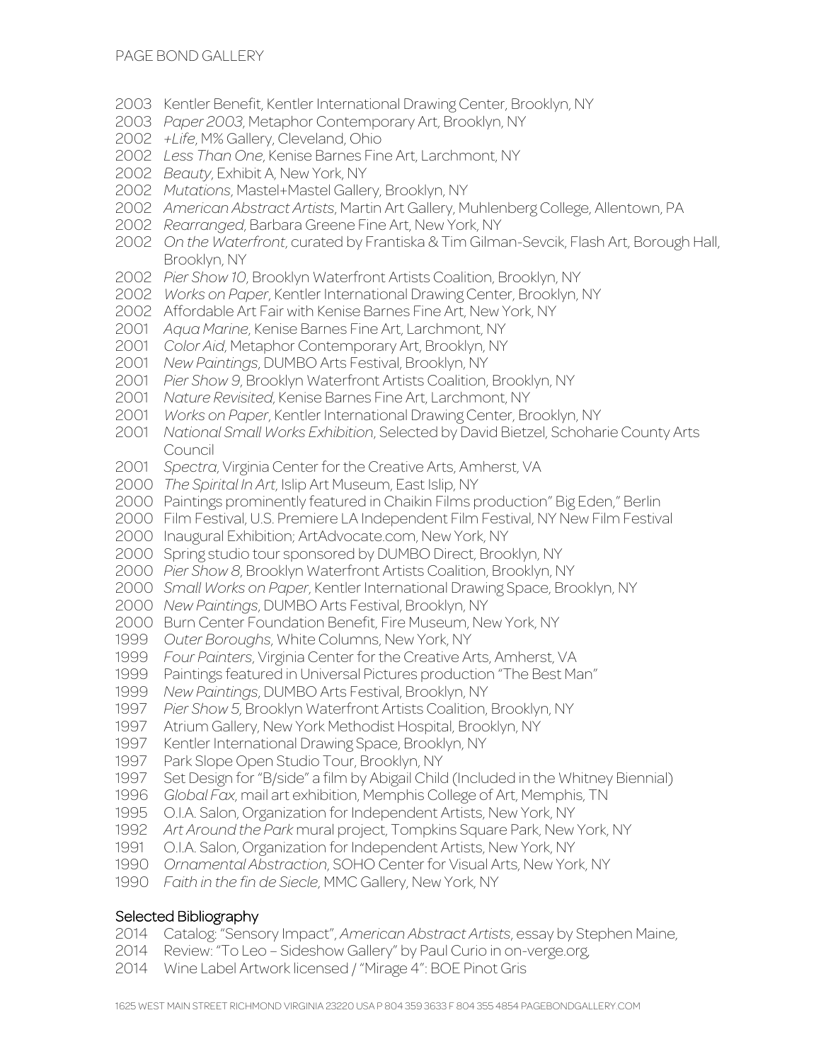2003 Kentler Benefit, Kentler International Drawing Center, Brooklyn, NY
2003 *Paper 2003*, Metaphor Contemporary Art, Brooklyn, NY
2002 *+Life*, M% Gallery, Cleveland, Ohio
2002 *Less Than One*, Kenise Barnes Fine Art, Larchmont, NY
2002 *Beauty*, Exhibit A, New York, NY
2002 *Mutations*, Mastel+Mastel Gallery, Brooklyn, NY
2002 *American Abstract Artists*, Martin Art Gallery, Muhlenberg College, Allentown, PA
2002 *Rearranged*, Barbara Greene Fine Art, New York, NY
2002 *On the Waterfront*, curated by Frantiska & Tim Gilman-Sevcik, Flash Art, Borough Hall, Brooklyn, NY
2002 *Pier Show 10*, Brooklyn Waterfront Artists Coalition, Brooklyn, NY
2002 *Works on Paper*, Kentler International Drawing Center, Brooklyn, NY
2002 Affordable Art Fair with Kenise Barnes Fine Art, New York, NY
2001 *Aqua Marine*, Kenise Barnes Fine Art, Larchmont, NY
2001 *Color Aid*, Metaphor Contemporary Art, Brooklyn, NY
2001 *New Paintings*, DUMBO Arts Festival, Brooklyn, NY
2001 *Pier Show 9*, Brooklyn Waterfront Artists Coalition, Brooklyn, NY
2001 *Nature Revisited*, Kenise Barnes Fine Art, Larchmont, NY
2001 *Works on Paper*, Kentler International Drawing Center, Brooklyn, NY
2001 *National Small Works Exhibition*, Selected by David Bietzel, Schoharie County Arts Council
2001 *Spectra*, Virginia Center for the Creative Arts, Amherst, VA
2000 *The Spirital In Art*, Islip Art Museum, East Islip, NY
2000 Paintings prominently featured in Chaikin Films production" Big Eden," Berlin
2000 Film Festival, U.S. Premiere LA Independent Film Festival, NY New Film Festival
2000 Inaugural Exhibition; ArtAdvocate.com, New York, NY
2000 Spring studio tour sponsored by DUMBO Direct, Brooklyn, NY
2000 *Pier Show 8*, Brooklyn Waterfront Artists Coalition, Brooklyn, NY
2000 *Small Works on Paper*, Kentler International Drawing Space, Brooklyn, NY
2000 *New Paintings*, DUMBO Arts Festival, Brooklyn, NY
2000 Burn Center Foundation Benefit, Fire Museum, New York, NY
1999 *Outer Boroughs*, White Columns, New York, NY
1999 *Four Painters*, Virginia Center for the Creative Arts, Amherst, VA
1999 Paintings featured in Universal Pictures production "The Best Man"
1999 *New Paintings*, DUMBO Arts Festival, Brooklyn, NY
1997 *Pier Show 5*, Brooklyn Waterfront Artists Coalition, Brooklyn, NY
1997 Atrium Gallery, New York Methodist Hospital, Brooklyn, NY
1997 Kentler International Drawing Space, Brooklyn, NY
1997 Park Slope Open Studio Tour, Brooklyn, NY
1997 Set Design for "B/side" a film by Abigail Child (Included in the Whitney Biennial)
1996 *Global Fax*, mail art exhibition, Memphis College of Art, Memphis, TN
1995 O.I.A. Salon, Organization for Independent Artists, New York, NY
1992 *Art Around the Park* mural project, Tompkins Square Park, New York, NY
1991 O.I.A. Salon, Organization for Independent Artists, New York, NY
1990 *Ornamental Abstraction*, SOHO Center for Visual Arts, New York, NY
1990 *Faith in the fin de Siecle*, MMC Gallery, New York, NY

## Selected Bibliography

2014 Catalog: "Sensory Impact", *American Abstract Artists*, essay by Stephen Maine,
2014 Review: "To Leo – Sideshow Gallery" by Paul Curio in on-verge.org,
2014 Wine Label Artwork licensed / "Mirage 4": BOE Pinot Gris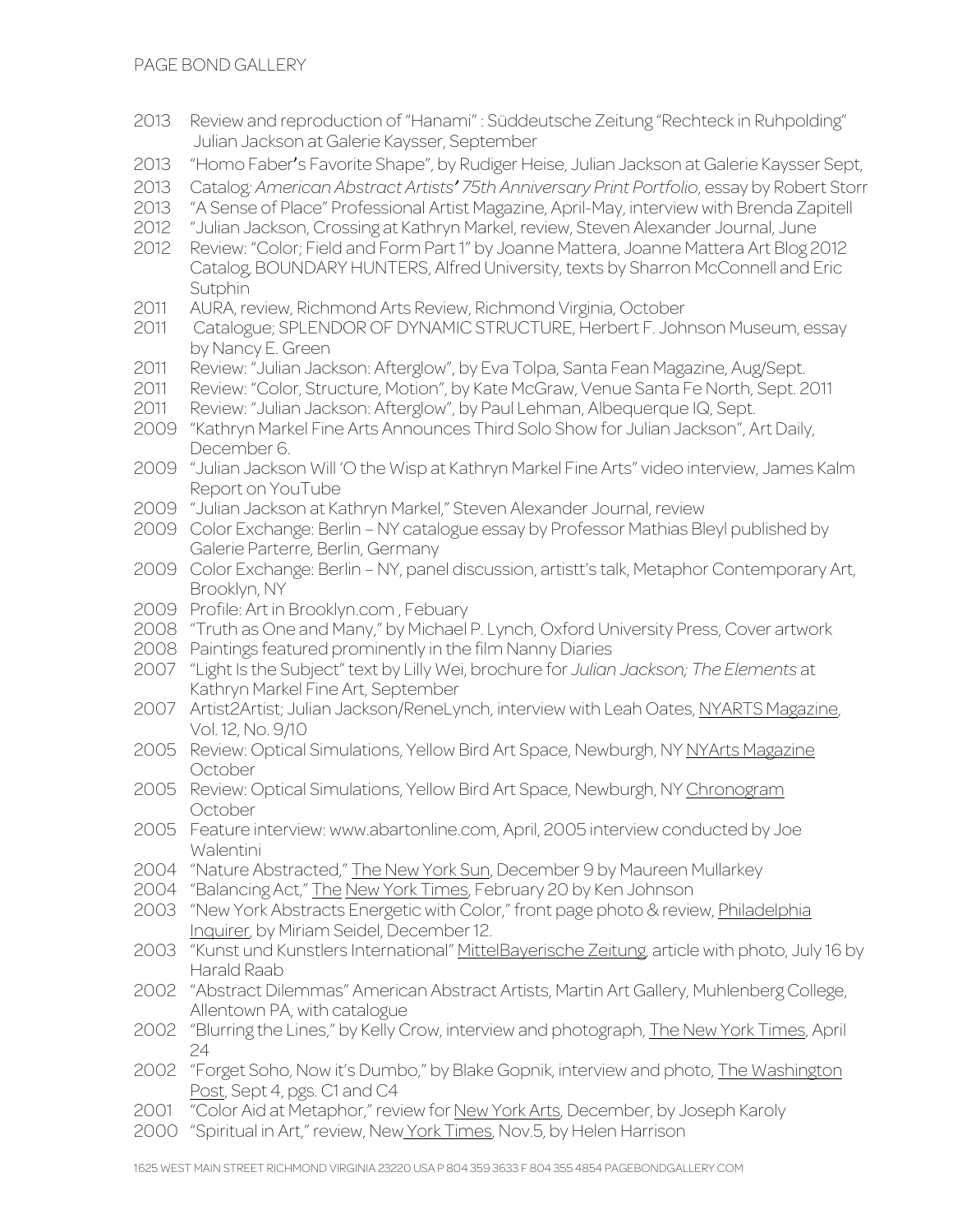2013 Review and reproduction of "Hanami" : Süddeutsche Zeitung "Rechteck in Ruhpolding" Julian Jackson at Galerie Kaysser, September

2013 "Homo Faber's Favorite Shape", by Rudiger Heise, Julian Jackson at Galerie Kaysser Sept,

2013 Catalog: *American Abstract Artists' 75th Anniversary Print Portfolio*, essay by Robert Storr

2013 "A Sense of Place" Professional Artist Magazine, April-May, interview with Brenda Zapitell

2012 "Julian Jackson, Crossing at Kathryn Markel, review, Steven Alexander Journal, June

2012 Review: "Color; Field and Form Part 1" by Joanne Mattera, Joanne Mattera Art Blog 2012 Catalog, BOUNDARY HUNTERS, Alfred University, texts by Sharron McConnell and Eric Sutphin

2011 AURA, review, Richmond Arts Review, Richmond Virginia, October

2011 Catalogue; SPLENDOR OF DYNAMIC STRUCTURE, Herbert F. Johnson Museum, essay by Nancy E. Green

2011 Review: "Julian Jackson: Afterglow", by Eva Tolpa, Santa Fean Magazine, Aug/Sept.

2011 Review: "Color, Structure, Motion", by Kate McGraw, Venue Santa Fe North, Sept. 2011

2011 Review: "Julian Jackson: Afterglow", by Paul Lehman, Albequerque IQ, Sept.

2009 "Kathryn Markel Fine Arts Announces Third Solo Show for Julian Jackson", Art Daily, December 6.

2009 "Julian Jackson Will 'O the Wisp at Kathryn Markel Fine Arts" video interview, James Kalm Report on YouTube

2009 "Julian Jackson at Kathryn Markel," Steven Alexander Journal, review

2009 Color Exchange: Berlin – NY catalogue essay by Professor Mathias Bleyl published by Galerie Parterre, Berlin, Germany

2009 Color Exchange: Berlin – NY, panel discussion, artistt's talk, Metaphor Contemporary Art, Brooklyn, NY

2009 Profile: Art in Brooklyn.com , Febuary

2008 "Truth as One and Many," by Michael P. Lynch, Oxford University Press, Cover artwork

2008 Paintings featured prominently in the film Nanny Diaries

2007 "Light Is the Subject" text by Lilly Wei, brochure for *Julian Jackson; The Elements* at Kathryn Markel Fine Art, September

2007 Artist2Artist; Julian Jackson/ReneLynch, interview with Leah Oates, NYARTS Magazine, Vol. 12, No. 9/10

2005 Review: Optical Simulations, Yellow Bird Art Space, Newburgh, NY NYArts Magazine October

2005 Review: Optical Simulations, Yellow Bird Art Space, Newburgh, NY Chronogram October

2005 Feature interview: www.abartonline.com, April, 2005 interview conducted by Joe Walentini

2004 "Nature Abstracted," The New York Sun, December 9 by Maureen Mullarkey

2004 "Balancing Act," The New York Times, February 20 by Ken Johnson

2003 "New York Abstracts Energetic with Color," front page photo & review, Philadelphia Inquirer, by Miriam Seidel, December 12.

2003 "Kunst und Kunstlers International" MittelBayerische Zeitung, article with photo, July 16 by Harald Raab

2002 "Abstract Dilemmas" American Abstract Artists, Martin Art Gallery, Muhlenberg College, Allentown PA, with catalogue

2002 "Blurring the Lines," by Kelly Crow, interview and photograph, The New York Times, April 24

2002 "Forget Soho, Now it's Dumbo," by Blake Gopnik, interview and photo, The Washington Post, Sept 4, pgs. C1 and C4

2001 "Color Aid at Metaphor," review for New York Arts, December, by Joseph Karoly

2000 "Spiritual in Art," review, New York Times, Nov.5, by Helen Harrison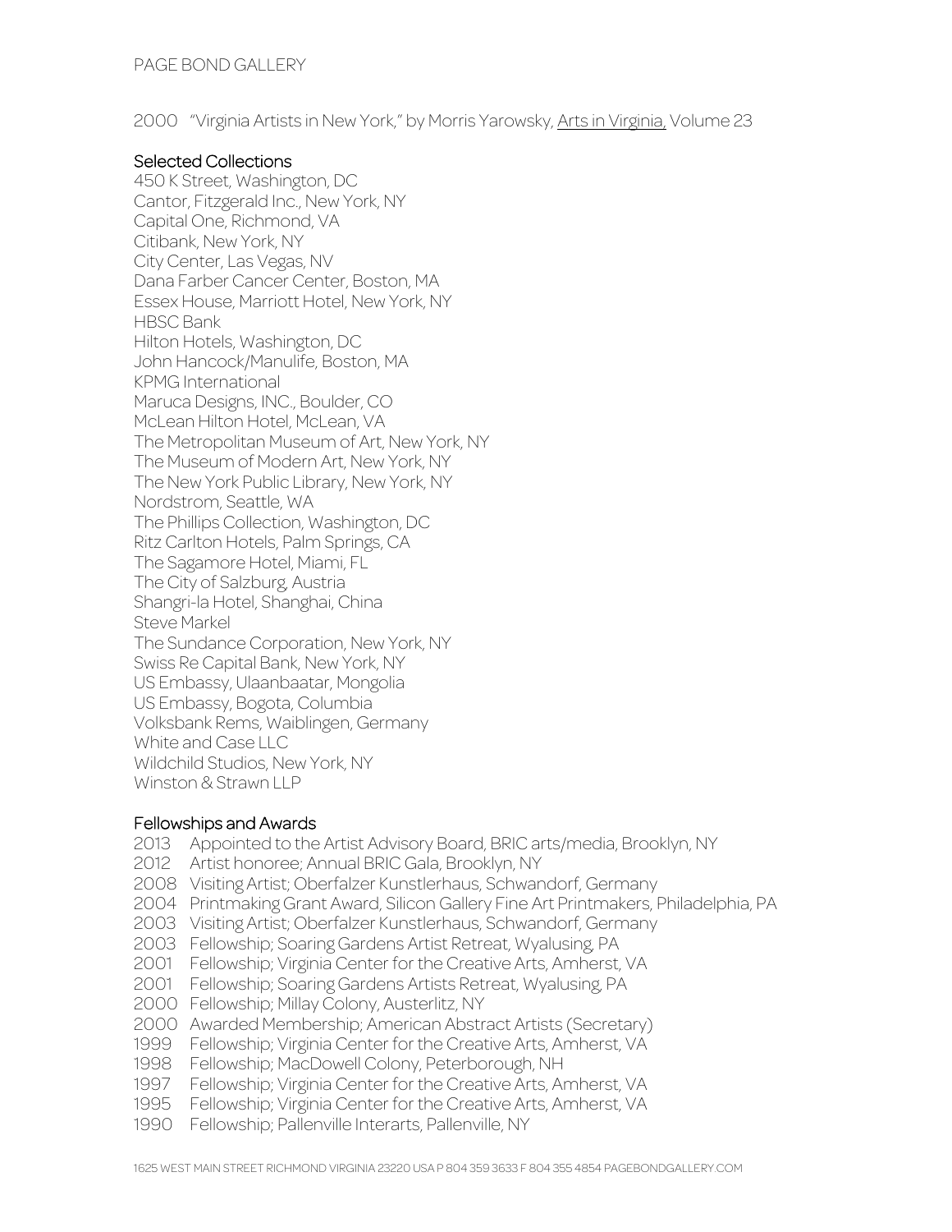2000 "Virginia Artists in New York," by Morris Yarowsky, Arts in Virginia, Volume 23

## Selected Collections

450 K Street, Washington, DC
Cantor, Fitzgerald Inc., New York, NY
Capital One, Richmond, VA
Citibank, New York, NY
City Center, Las Vegas, NV
Dana Farber Cancer Center, Boston, MA
Essex House, Marriott Hotel, New York, NY
HBSC Bank
Hilton Hotels, Washington, DC
John Hancock/Manulife, Boston, MA
KPMG International
Maruca Designs, INC., Boulder, CO
McLean Hilton Hotel, McLean, VA
The Metropolitan Museum of Art, New York, NY
The Museum of Modern Art, New York, NY
The New York Public Library, New York, NY
Nordstrom, Seattle, WA
The Phillips Collection, Washington, DC
Ritz Carlton Hotels, Palm Springs, CA
The Sagamore Hotel, Miami, FL
The City of Salzburg, Austria
Shangri-la Hotel, Shanghai, China
Steve Markel
The Sundance Corporation, New York, NY
Swiss Re Capital Bank, New York, NY
US Embassy, Ulaanbaatar, Mongolia
US Embassy, Bogota, Columbia
Volksbank Rems, Waiblingen, Germany
White and Case LLC
Wildchild Studios, New York, NY
Winston & Strawn LLP

## Fellowships and Awards

2013 Appointed to the Artist Advisory Board, BRIC arts/media, Brooklyn, NY
2012 Artist honoree; Annual BRIC Gala, Brooklyn, NY
2008 Visiting Artist; Oberfalzer Kunstlerhaus, Schwandorf, Germany
2004 Printmaking Grant Award, Silicon Gallery Fine Art Printmakers, Philadelphia, PA
2003 Visiting Artist; Oberfalzer Kunstlerhaus, Schwandorf, Germany
2003 Fellowship; Soaring Gardens Artist Retreat, Wyalusing, PA
2001 Fellowship; Virginia Center for the Creative Arts, Amherst, VA
2001 Fellowship; Soaring Gardens Artists Retreat, Wyalusing, PA
2000 Fellowship; Millay Colony, Austerlitz, NY
2000 Awarded Membership; American Abstract Artists (Secretary)
1999 Fellowship; Virginia Center for the Creative Arts, Amherst, VA
1998 Fellowship; MacDowell Colony, Peterborough, NH
1997 Fellowship; Virginia Center for the Creative Arts, Amherst, VA
1995 Fellowship; Virginia Center for the Creative Arts, Amherst, VA
1990 Fellowship; Pallenville Interarts, Pallenville, NY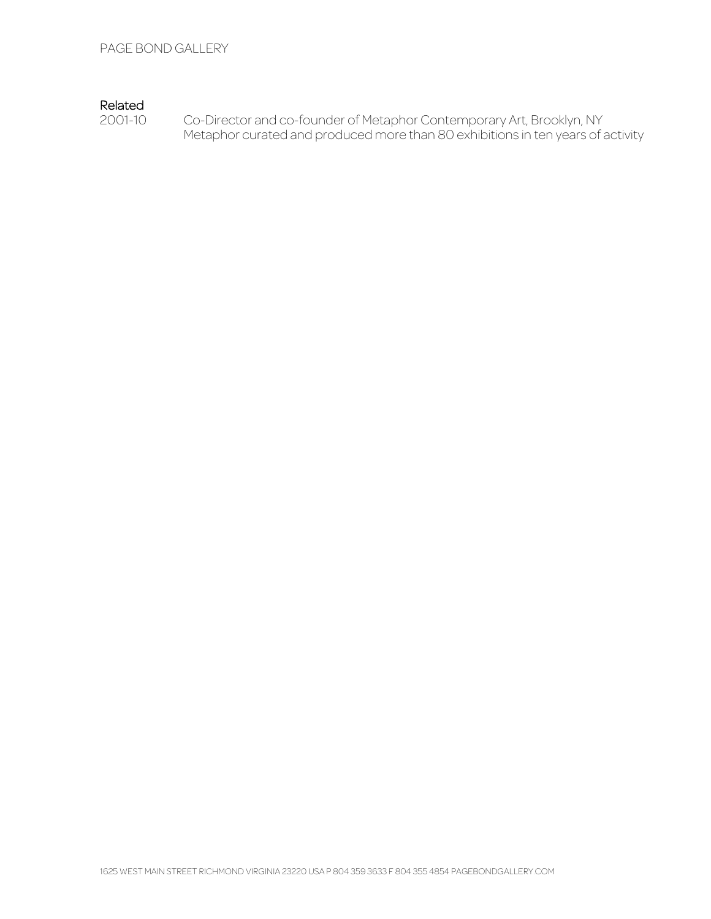### Related

| | |
|---|---|
| 2001-10 | Co-Director and co-founder of Metaphor Contemporary Art, Brooklyn, NY<br>Metaphor curated and produced more than 80 exhibitions in ten years of activity |